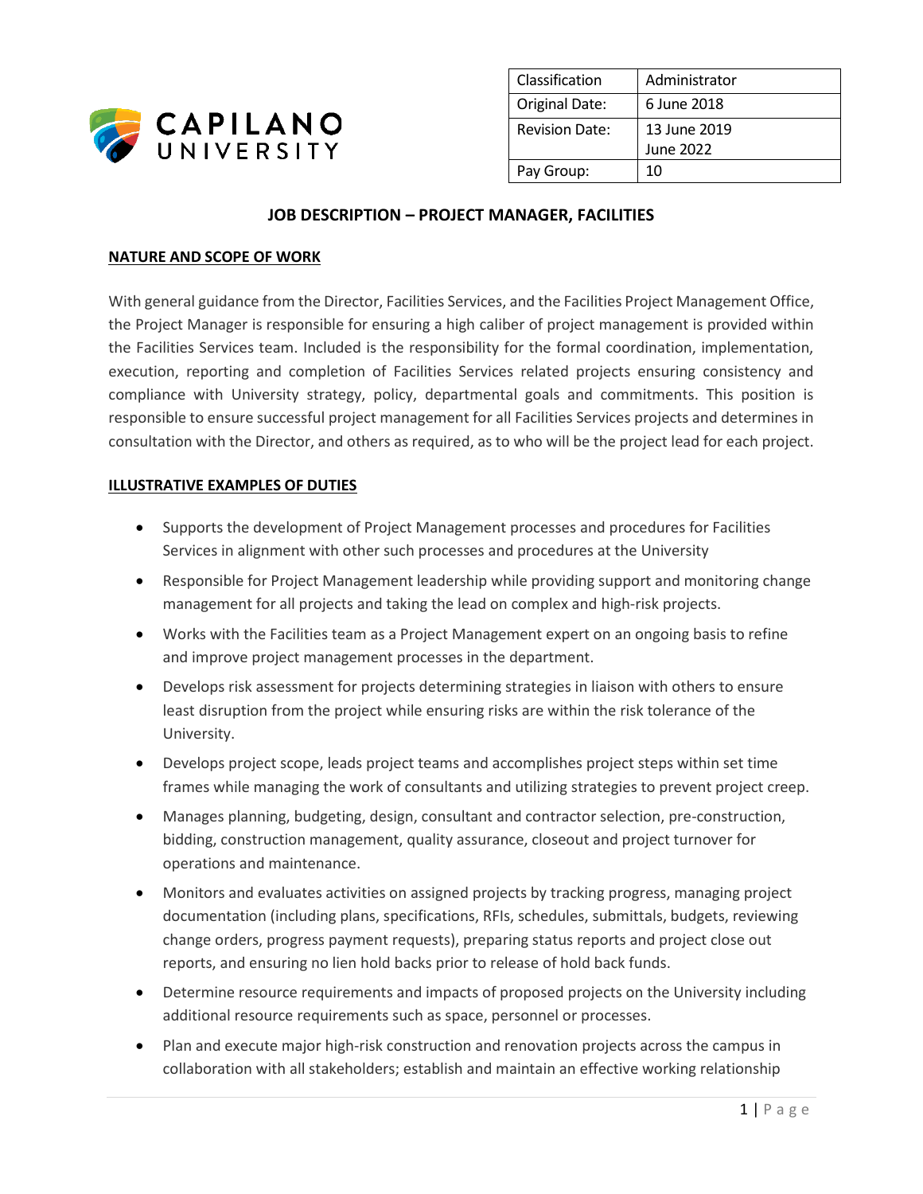| Classification | Administrator |
| --- | --- |
| Original Date: | 6 June 2018 |
| Revision Date: | 13 June 2019<br>June 2022 |
| Pay Group: | 10 |

# JOB DESCRIPTION – PROJECT MANAGER, FACILITIES

## NATURE AND SCOPE OF WORK

With general guidance from the Director, Facilities Services, and the Facilities Project Management Office, the Project Manager is responsible for ensuring a high caliber of project management is provided within the Facilities Services team. Included is the responsibility for the formal coordination, implementation, execution, reporting and completion of Facilities Services related projects ensuring consistency and compliance with University strategy, policy, departmental goals and commitments. This position is responsible to ensure successful project management for all Facilities Services projects and determines in consultation with the Director, and others as required, as to who will be the project lead for each project.

## ILLUSTRATIVE EXAMPLES OF DUTIES

- Supports the development of Project Management processes and procedures for Facilities Services in alignment with other such processes and procedures at the University
- Responsible for Project Management leadership while providing support and monitoring change management for all projects and taking the lead on complex and high-risk projects.
- Works with the Facilities team as a Project Management expert on an ongoing basis to refine and improve project management processes in the department.
- Develops risk assessment for projects determining strategies in liaison with others to ensure least disruption from the project while ensuring risks are within the risk tolerance of the University.
- Develops project scope, leads project teams and accomplishes project steps within set time frames while managing the work of consultants and utilizing strategies to prevent project creep.
- Manages planning, budgeting, design, consultant and contractor selection, pre-construction, bidding, construction management, quality assurance, closeout and project turnover for operations and maintenance.
- Monitors and evaluates activities on assigned projects by tracking progress, managing project documentation (including plans, specifications, RFIs, schedules, submittals, budgets, reviewing change orders, progress payment requests), preparing status reports and project close out reports, and ensuring no lien hold backs prior to release of hold back funds.
- Determine resource requirements and impacts of proposed projects on the University including additional resource requirements such as space, personnel or processes.
- Plan and execute major high-risk construction and renovation projects across the campus in collaboration with all stakeholders; establish and maintain an effective working relationship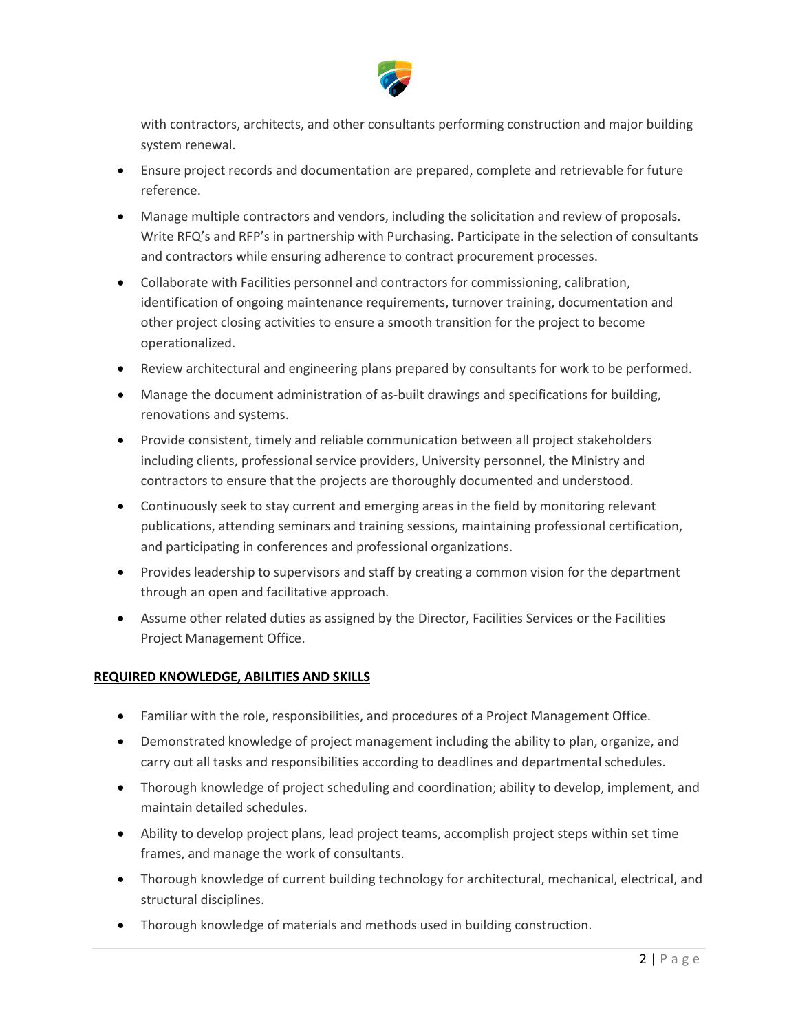with contractors, architects, and other consultants performing construction and major building system renewal.

- Ensure project records and documentation are prepared, complete and retrievable for future reference.
- Manage multiple contractors and vendors, including the solicitation and review of proposals. Write RFQ's and RFP's in partnership with Purchasing. Participate in the selection of consultants and contractors while ensuring adherence to contract procurement processes.
- Collaborate with Facilities personnel and contractors for commissioning, calibration, identification of ongoing maintenance requirements, turnover training, documentation and other project closing activities to ensure a smooth transition for the project to become operationalized.
- Review architectural and engineering plans prepared by consultants for work to be performed.
- Manage the document administration of as-built drawings and specifications for building, renovations and systems.
- Provide consistent, timely and reliable communication between all project stakeholders including clients, professional service providers, University personnel, the Ministry and contractors to ensure that the projects are thoroughly documented and understood.
- Continuously seek to stay current and emerging areas in the field by monitoring relevant publications, attending seminars and training sessions, maintaining professional certification, and participating in conferences and professional organizations.
- Provides leadership to supervisors and staff by creating a common vision for the department through an open and facilitative approach.
- Assume other related duties as assigned by the Director, Facilities Services or the Facilities Project Management Office.

**REQUIRED KNOWLEDGE, ABILITIES AND SKILLS**

- Familiar with the role, responsibilities, and procedures of a Project Management Office.
- Demonstrated knowledge of project management including the ability to plan, organize, and carry out all tasks and responsibilities according to deadlines and departmental schedules.
- Thorough knowledge of project scheduling and coordination; ability to develop, implement, and maintain detailed schedules.
- Ability to develop project plans, lead project teams, accomplish project steps within set time frames, and manage the work of consultants.
- Thorough knowledge of current building technology for architectural, mechanical, electrical, and structural disciplines.
- Thorough knowledge of materials and methods used in building construction.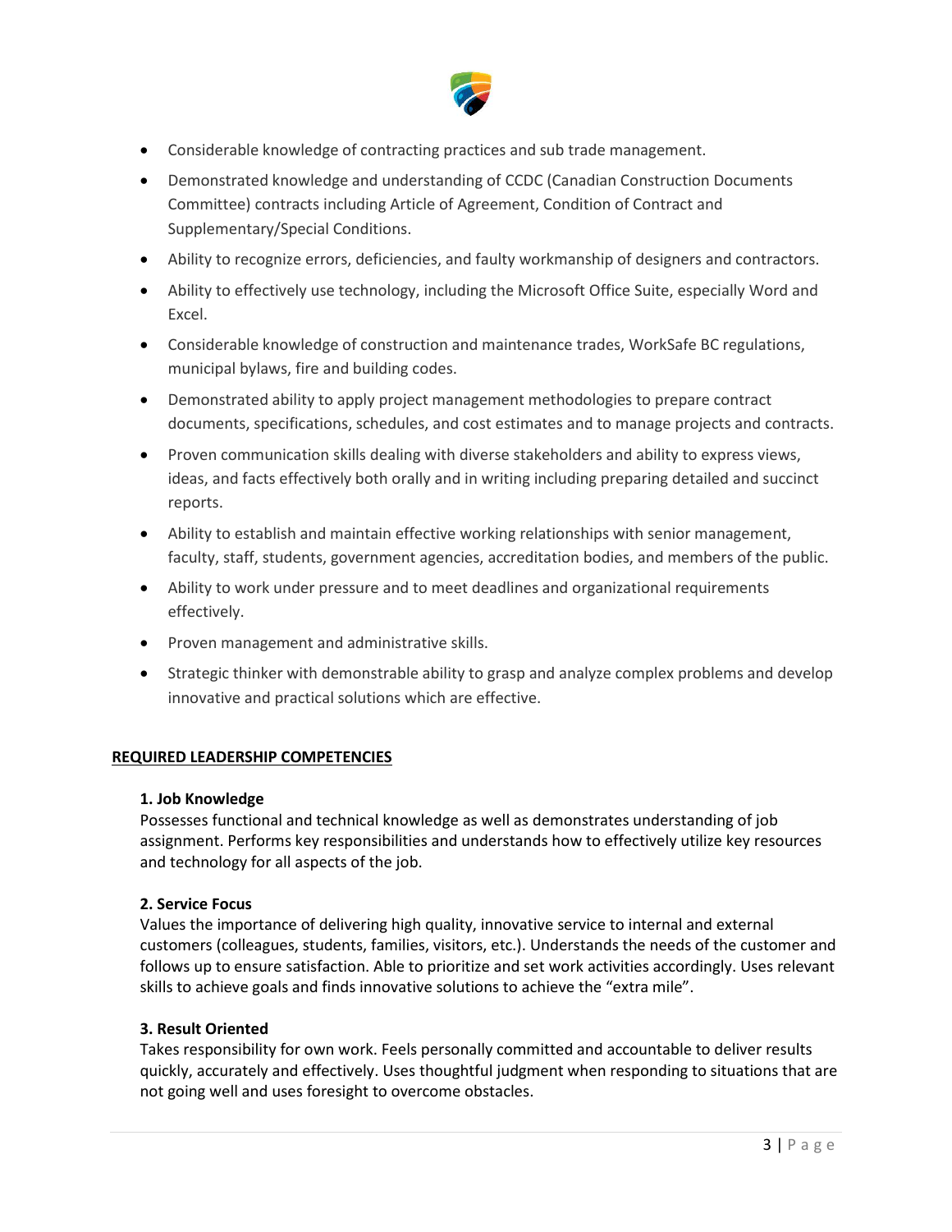- Considerable knowledge of contracting practices and sub trade management.
- Demonstrated knowledge and understanding of CCDC (Canadian Construction Documents Committee) contracts including Article of Agreement, Condition of Contract and Supplementary/Special Conditions.
- Ability to recognize errors, deficiencies, and faulty workmanship of designers and contractors.
- Ability to effectively use technology, including the Microsoft Office Suite, especially Word and Excel.
- Considerable knowledge of construction and maintenance trades, WorkSafe BC regulations, municipal bylaws, fire and building codes.
- Demonstrated ability to apply project management methodologies to prepare contract documents, specifications, schedules, and cost estimates and to manage projects and contracts.
- Proven communication skills dealing with diverse stakeholders and ability to express views, ideas, and facts effectively both orally and in writing including preparing detailed and succinct reports.
- Ability to establish and maintain effective working relationships with senior management, faculty, staff, students, government agencies, accreditation bodies, and members of the public.
- Ability to work under pressure and to meet deadlines and organizational requirements effectively.
- Proven management and administrative skills.
- Strategic thinker with demonstrable ability to grasp and analyze complex problems and develop innovative and practical solutions which are effective.

## REQUIRED LEADERSHIP COMPETENCIES

### 1. Job Knowledge

Possesses functional and technical knowledge as well as demonstrates understanding of job assignment. Performs key responsibilities and understands how to effectively utilize key resources and technology for all aspects of the job.

### 2. Service Focus

Values the importance of delivering high quality, innovative service to internal and external customers (colleagues, students, families, visitors, etc.). Understands the needs of the customer and follows up to ensure satisfaction. Able to prioritize and set work activities accordingly. Uses relevant skills to achieve goals and finds innovative solutions to achieve the "extra mile".

### 3. Result Oriented

Takes responsibility for own work. Feels personally committed and accountable to deliver results quickly, accurately and effectively. Uses thoughtful judgment when responding to situations that are not going well and uses foresight to overcome obstacles.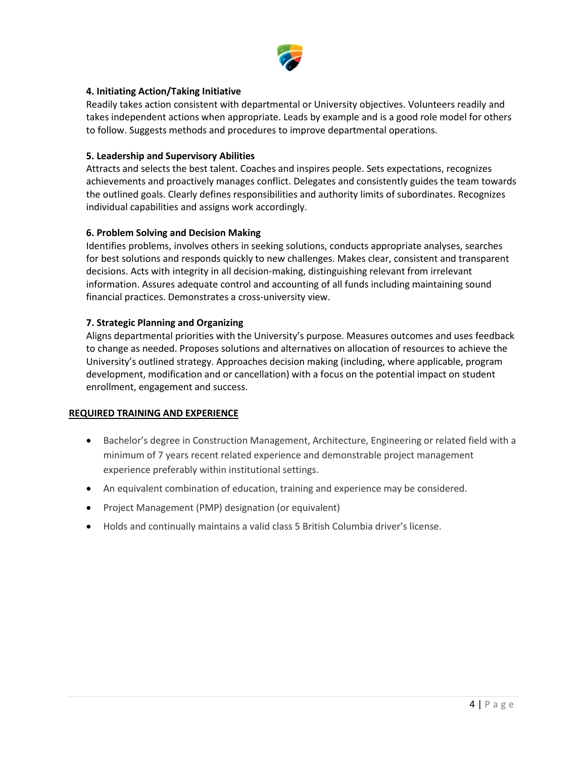**4. Initiating Action/Taking Initiative**

Readily takes action consistent with departmental or University objectives. Volunteers readily and takes independent actions when appropriate. Leads by example and is a good role model for others to follow. Suggests methods and procedures to improve departmental operations.

**5. Leadership and Supervisory Abilities**

Attracts and selects the best talent. Coaches and inspires people. Sets expectations, recognizes achievements and proactively manages conflict. Delegates and consistently guides the team towards the outlined goals. Clearly defines responsibilities and authority limits of subordinates. Recognizes individual capabilities and assigns work accordingly.

**6. Problem Solving and Decision Making**

Identifies problems, involves others in seeking solutions, conducts appropriate analyses, searches for best solutions and responds quickly to new challenges. Makes clear, consistent and transparent decisions. Acts with integrity in all decision-making, distinguishing relevant from irrelevant information. Assures adequate control and accounting of all funds including maintaining sound financial practices. Demonstrates a cross-university view.

**7. Strategic Planning and Organizing**

Aligns departmental priorities with the University's purpose. Measures outcomes and uses feedback to change as needed. Proposes solutions and alternatives on allocation of resources to achieve the University's outlined strategy. Approaches decision making (including, where applicable, program development, modification and or cancellation) with a focus on the potential impact on student enrollment, engagement and success.

## REQUIRED TRAINING AND EXPERIENCE

- Bachelor's degree in Construction Management, Architecture, Engineering or related field with a minimum of 7 years recent related experience and demonstrable project management experience preferably within institutional settings.
- An equivalent combination of education, training and experience may be considered.
- Project Management (PMP) designation (or equivalent)
- Holds and continually maintains a valid class 5 British Columbia driver's license.